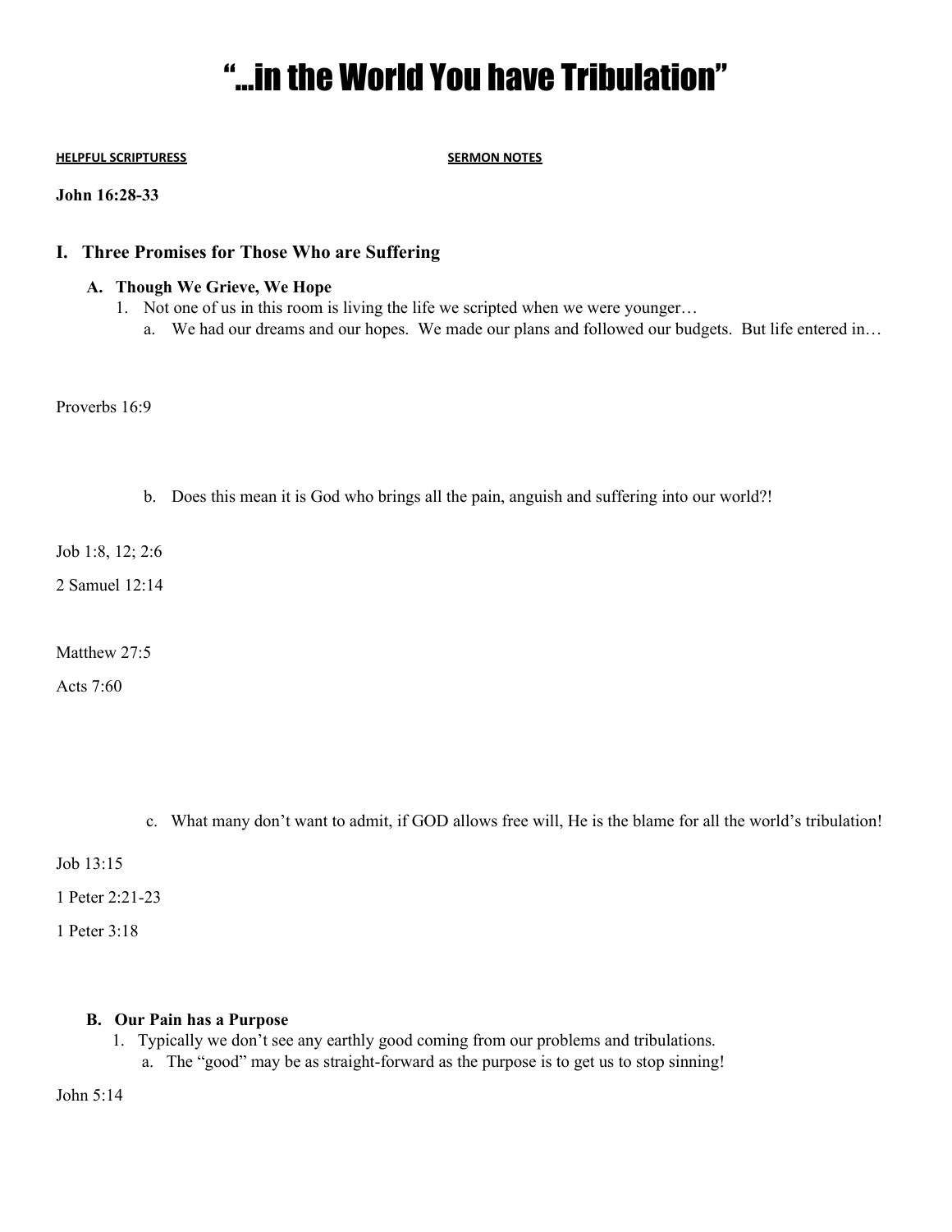# "…in the World You have Tribulation"

**HELPFUL SCRIPTURESS** **SERMON NOTES**

**John 16:28-33**

## I. Three Promises for Those Who are Suffering

### A. Though We Grieve, We Hope

1. Not one of us in this room is living the life we scripted when we were younger…
   a. We had our dreams and our hopes. We made our plans and followed our budgets. But life entered in…

Proverbs 16:9

   b. Does this mean it is God who brings all the pain, anguish and suffering into our world?!

Job 1:8, 12; 2:6

2 Samuel 12:14

Matthew 27:5

Acts 7:60

   c. What many don't want to admit, if GOD allows free will, He is the blame for all the world's tribulation!

Job 13:15

1 Peter 2:21-23

1 Peter 3:18

### B. Our Pain has a Purpose

1. Typically we don't see any earthly good coming from our problems and tribulations.
   a. The "good" may be as straight-forward as the purpose is to get us to stop sinning!

John 5:14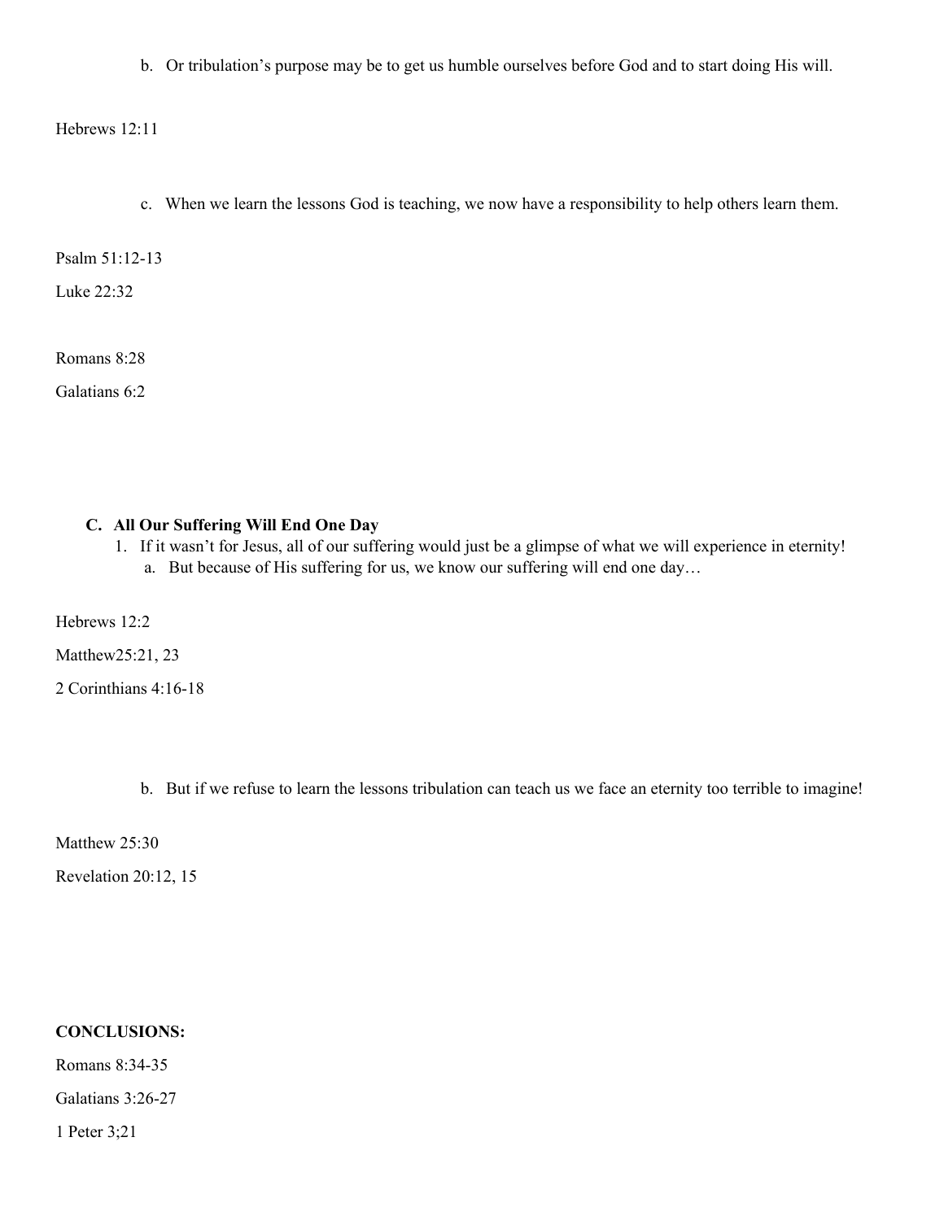b. Or tribulation's purpose may be to get us humble ourselves before God and to start doing His will.

Hebrews 12:11

c. When we learn the lessons God is teaching, we now have a responsibility to help others learn them.

Psalm 51:12-13

Luke 22:32

Romans 8:28

Galatians 6:2

**C. All Our Suffering Will End One Day**

1. If it wasn't for Jesus, all of our suffering would just be a glimpse of what we will experience in eternity!
   a. But because of His suffering for us, we know our suffering will end one day…

Hebrews 12:2

Matthew25:21, 23

2 Corinthians 4:16-18

b. But if we refuse to learn the lessons tribulation can teach us we face an eternity too terrible to imagine!

Matthew 25:30

Revelation 20:12, 15

**CONCLUSIONS:**

Romans 8:34-35

Galatians 3:26-27

1 Peter 3;21